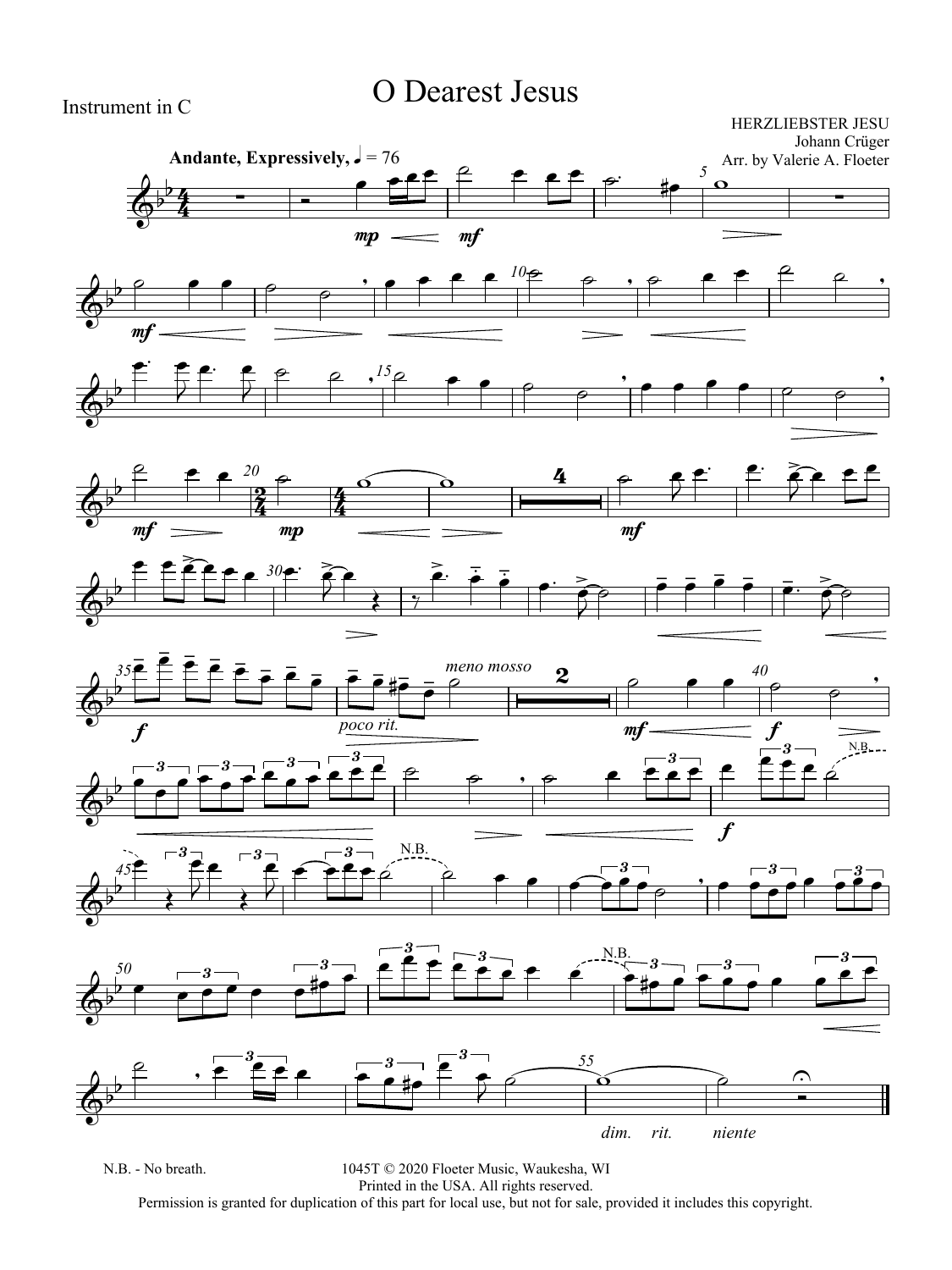Instrument in C

# O Dearest Jesus

HERZLIEBSTER JESU
Johann Crüger
Arr. by Valerie A. Floeter

N.B. - No breath.

1045T © 2020 Floeter Music, Waukesha, WI
Printed in the USA. All rights reserved.
Permission is granted for duplication of this part for local use, but not for sale, provided it includes this copyright.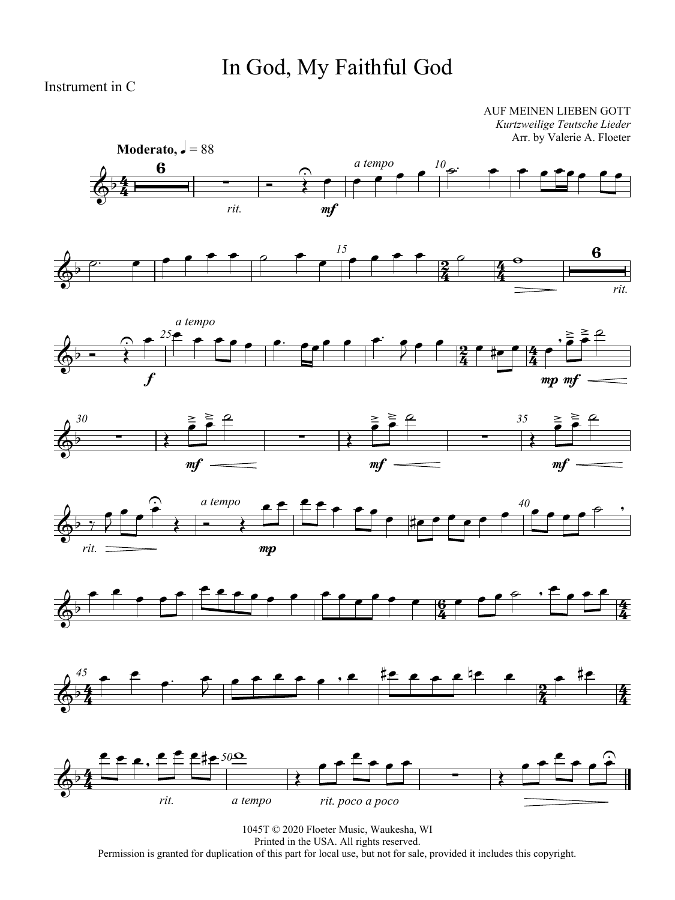# In God, My Faithful God

Instrument in C

AUF MEINEN LIEBEN GOTT
*Kurtzweilige Teutsche Lieder*
Arr. by Valerie A. Floeter

**Moderato,** ♩ = 88

1045T © 2020 Floeter Music, Waukesha, WI
Printed in the USA. All rights reserved.
Permission is granted for duplication of this part for local use, but not for sale, provided it includes this copyright.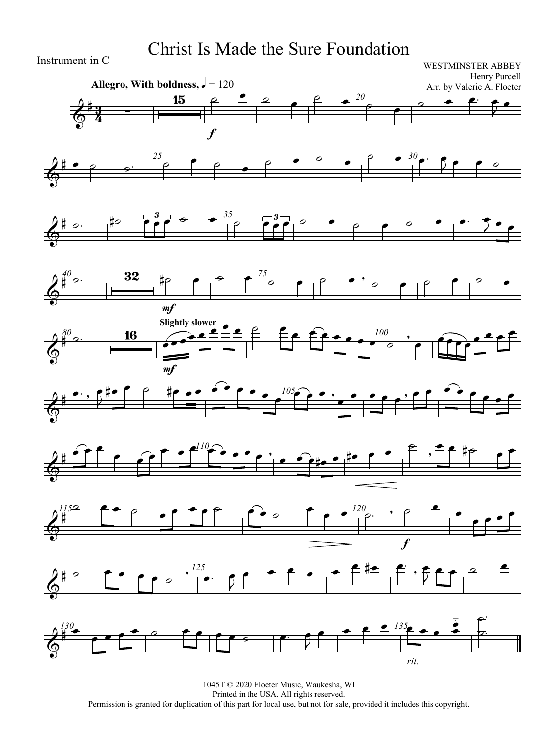Instrument in C

# Christ Is Made the Sure Foundation

WESTMINSTER ABBEY
Henry Purcell
Arr. by Valerie A. Floeter

**Allegro, With boldness,** ♩ = 120

1045T © 2020 Floeter Music, Waukesha, WI
Printed in the USA. All rights reserved.
Permission is granted for duplication of this part for local use, but not for sale, provided it includes this copyright.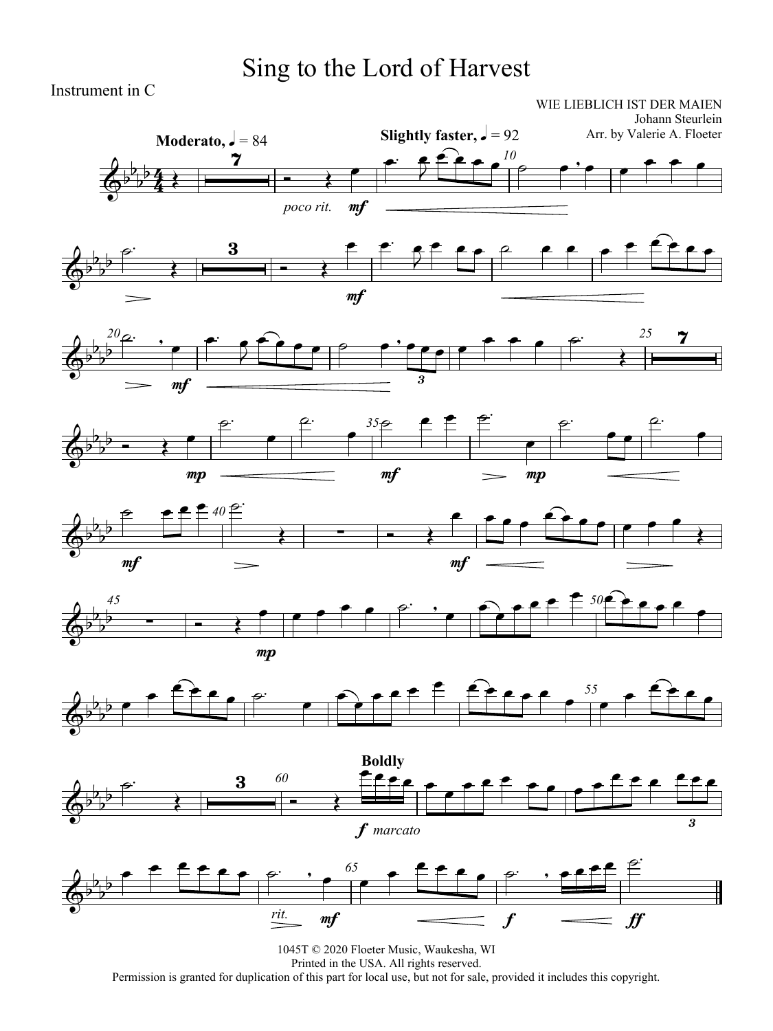# Sing to the Lord of Harvest

Instrument in C

WIE LIEBLICH IST DER MAIEN
Johann Steurlein
Arr. by Valerie A. Floeter

**Moderato,** ♩ = 84

**Slightly faster,** ♩ = 92

*poco rit.*

**Boldly**

*marcato*

*rit.*

1045T © 2020 Floeter Music, Waukesha, WI
Printed in the USA. All rights reserved.
Permission is granted for duplication of this part for local use, but not for sale, provided it includes this copyright.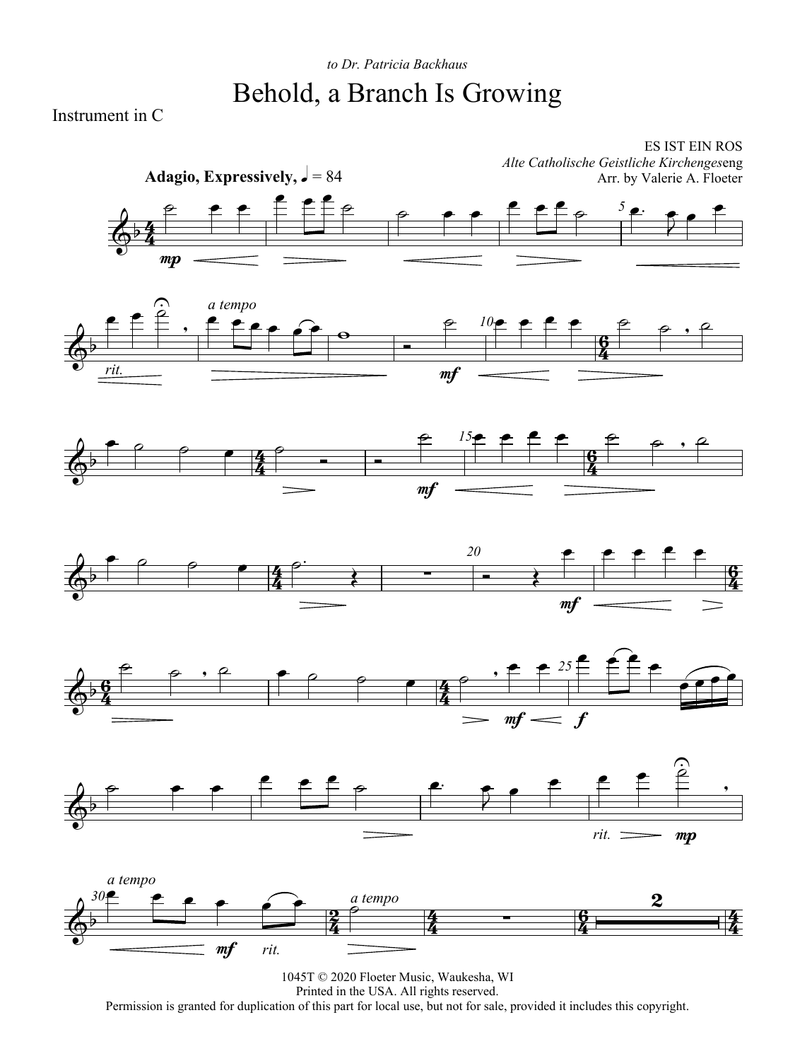*to Dr. Patricia Backhaus*

# Behold, a Branch Is Growing

Instrument in C

ES IST EIN ROS
*Alte Catholische Geistliche Kirchengeseng*
Arr. by Valerie A. Floeter

**Adagio, Expressively,** ♩ = 84

1045T © 2020 Floeter Music, Waukesha, WI
Printed in the USA. All rights reserved.
Permission is granted for duplication of this part for local use, but not for sale, provided it includes this copyright.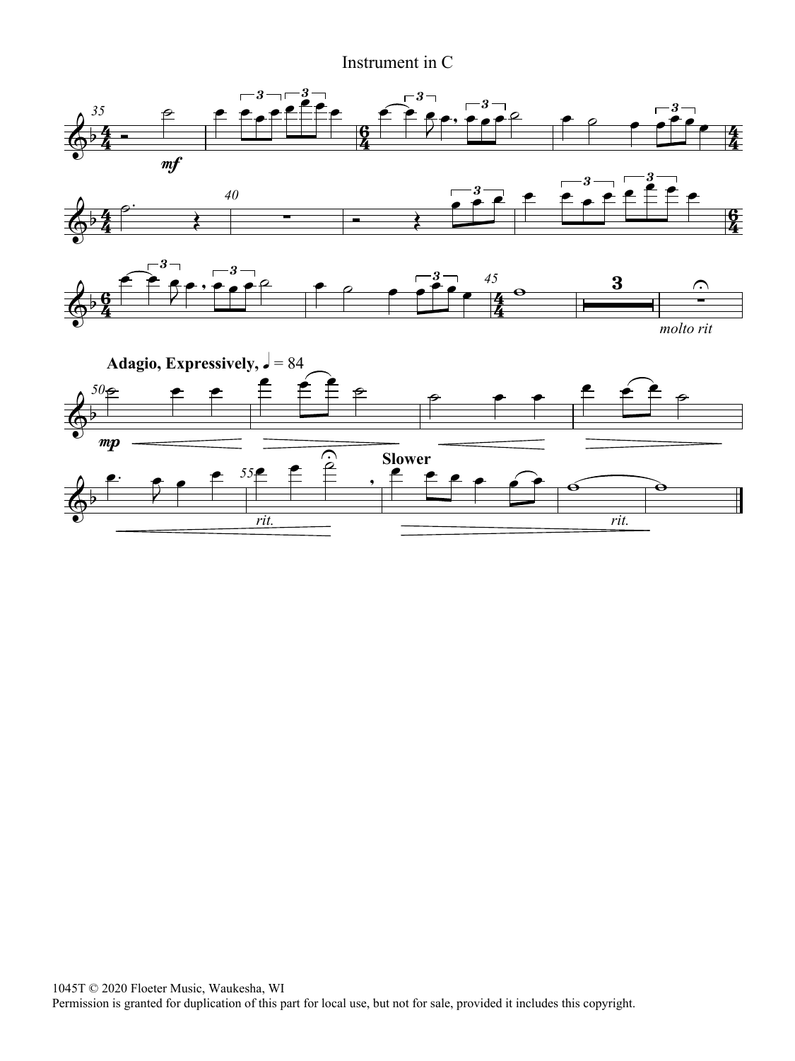Instrument in C

**Adagio, Expressively,** ♩ = 84

**Slower**

1045T © 2020 Floeter Music, Waukesha, WI
Permission is granted for duplication of this part for local use, but not for sale, provided it includes this copyright.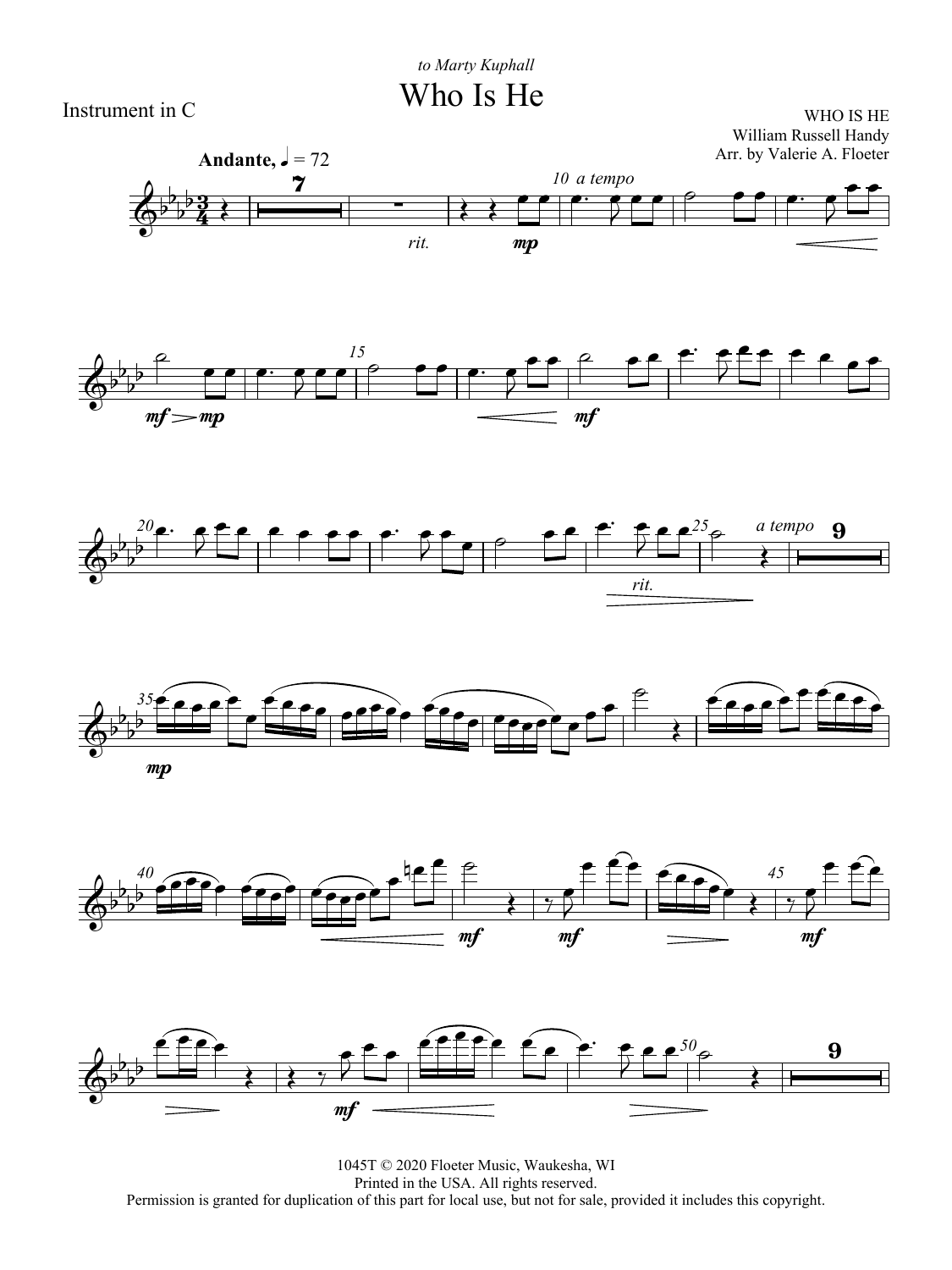to Marty Kuphall

# Who Is He

Instrument in C

WHO IS HE
William Russell Handy
Arr. by Valerie A. Floeter

**Andante,** ♩ = 72

1045T © 2020 Floeter Music, Waukesha, WI
Printed in the USA. All rights reserved.
Permission is granted for duplication of this part for local use, but not for sale, provided it includes this copyright.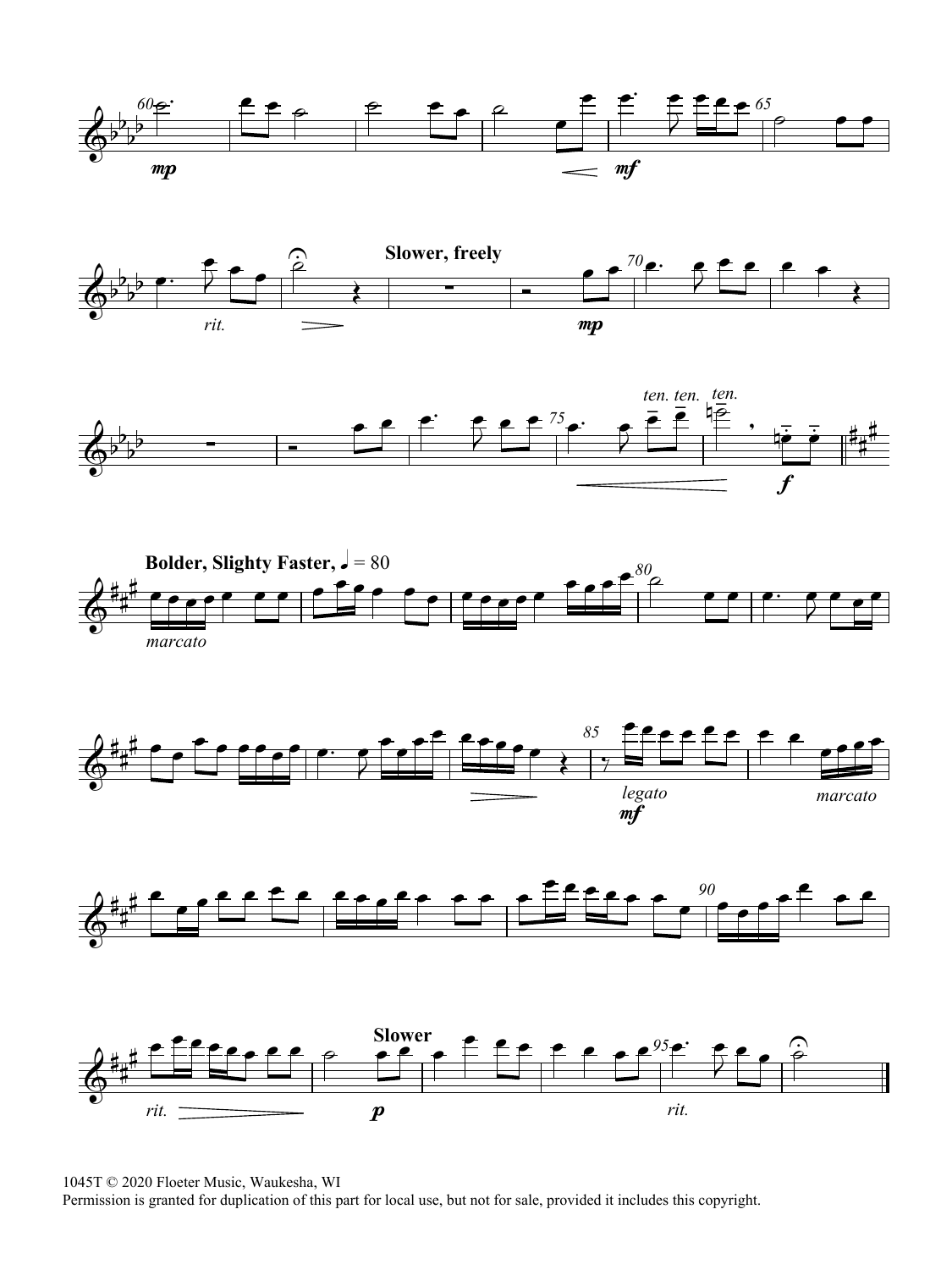**Slower, freely**

**Bolder, Slighty Faster,** ♩ = 80

*marcato*

*legato*

*marcato*

**Slower**

*rit.*

1045T © 2020 Floeter Music, Waukesha, WI
Permission is granted for duplication of this part for local use, but not for sale, provided it includes this copyright.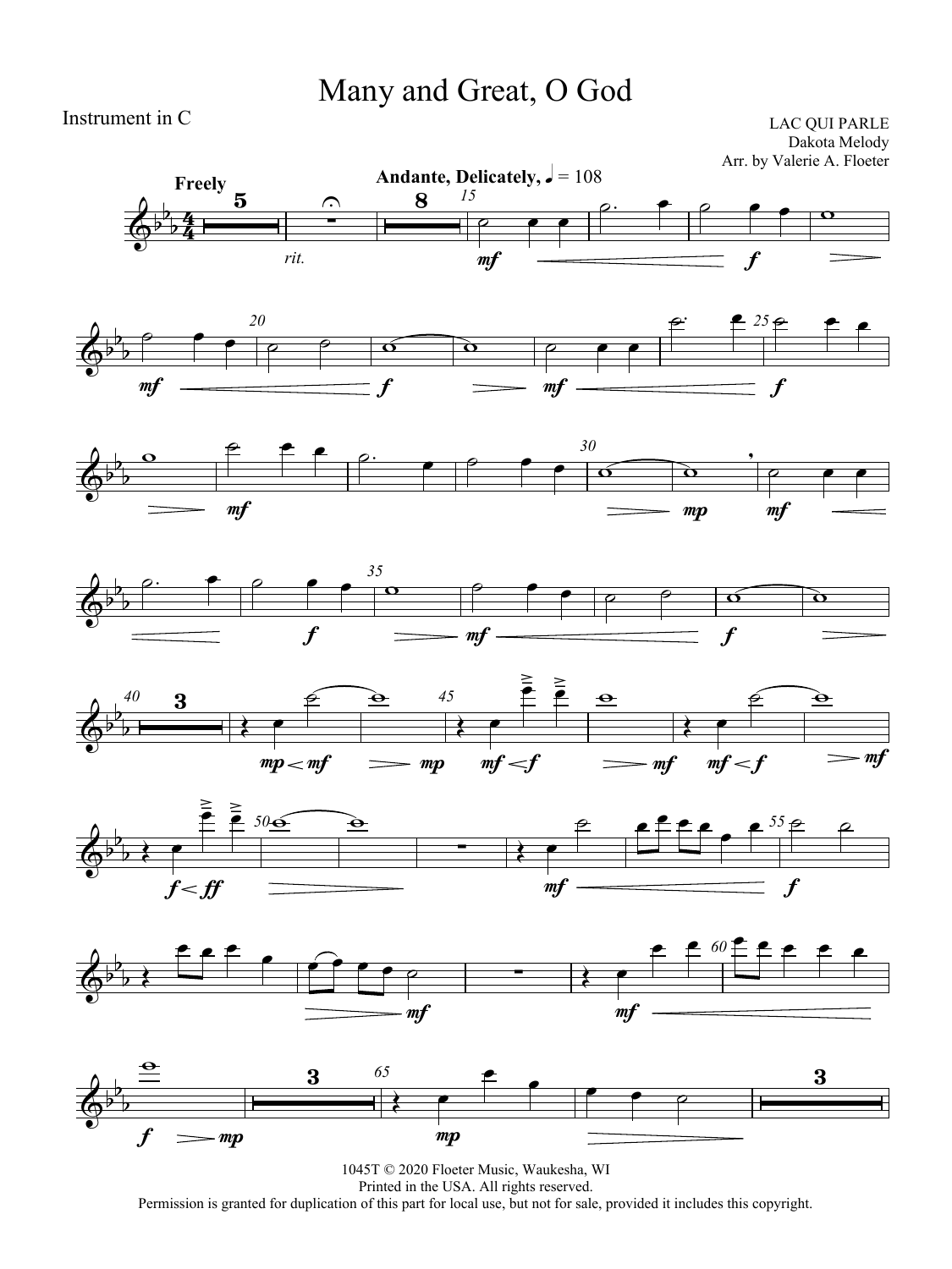# Many and Great, O God

Instrument in C

LAC QUI PARLE
Dakota Melody
Arr. by Valerie A. Floeter

1045T © 2020 Floeter Music, Waukesha, WI
Printed in the USA. All rights reserved.
Permission is granted for duplication of this part for local use, but not for sale, provided it includes this copyright.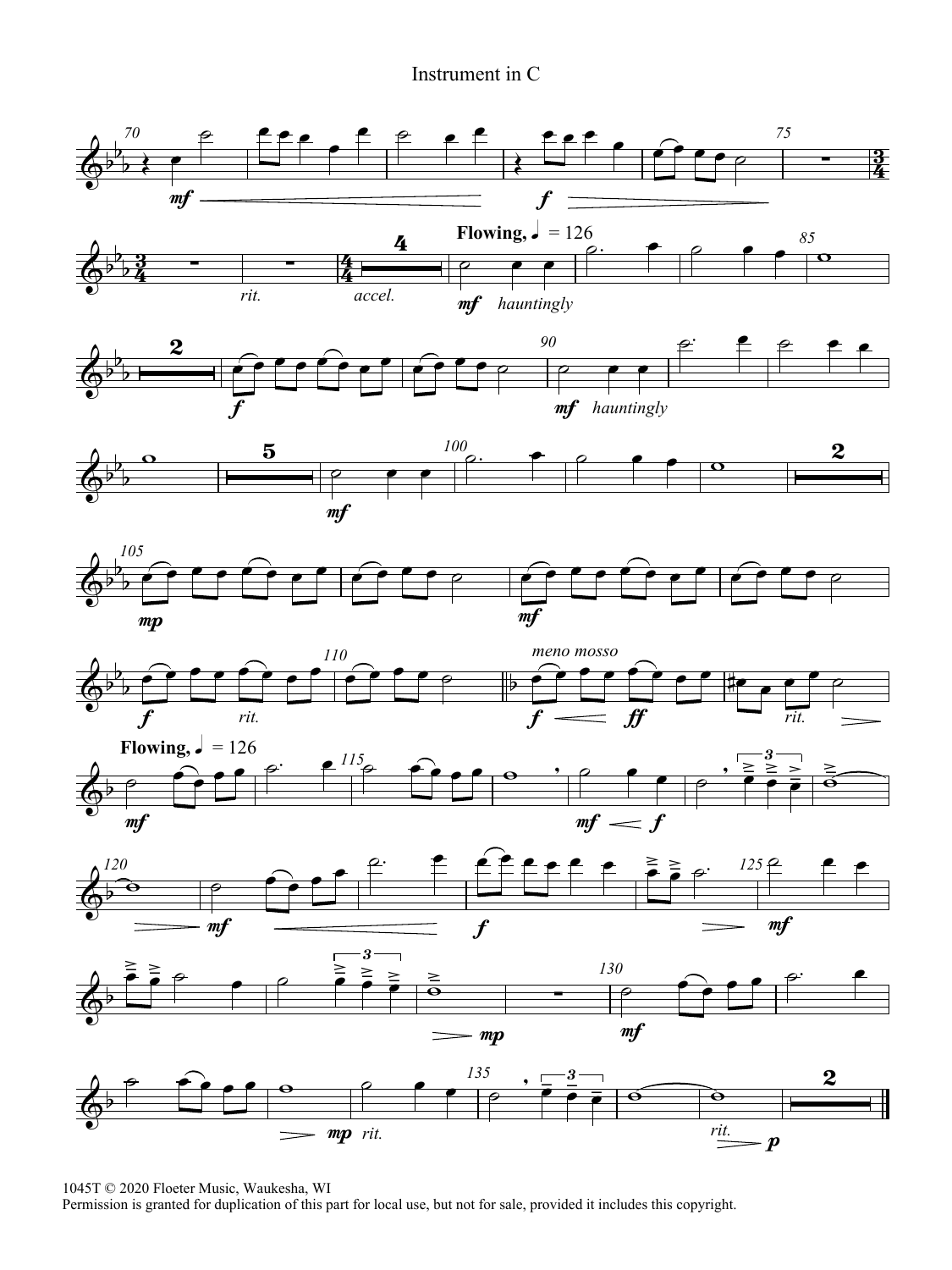# Instrument in C

1045T © 2020 Floeter Music, Waukesha, WI
Permission is granted for duplication of this part for local use, but not for sale, provided it includes this copyright.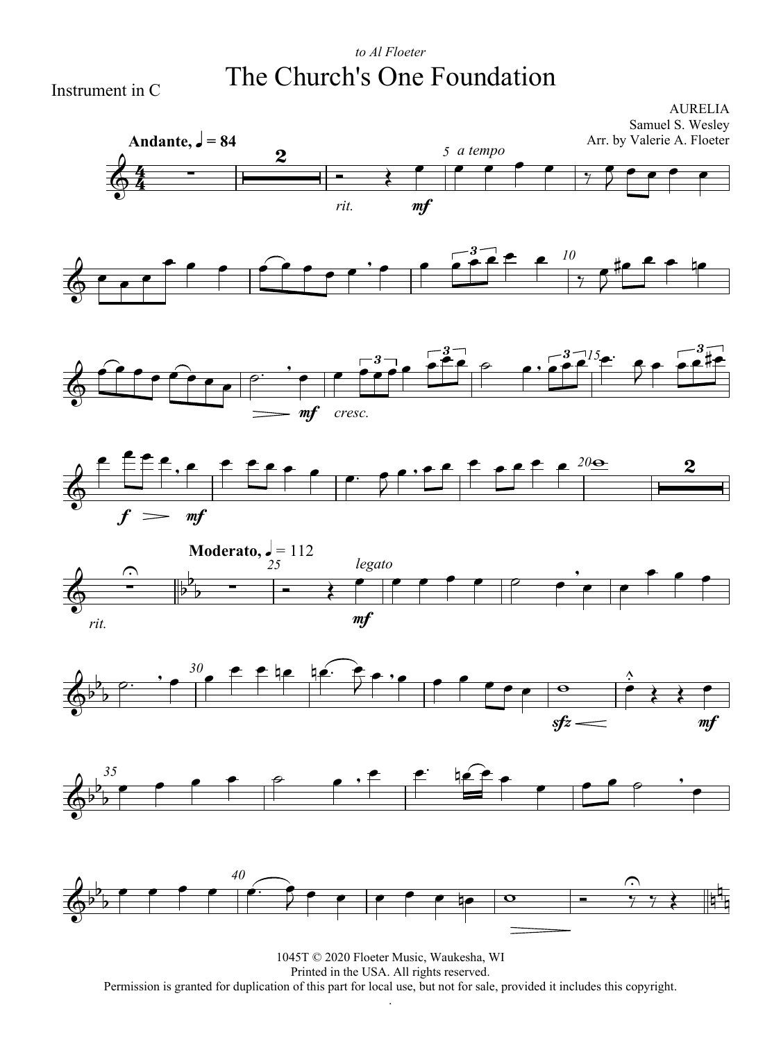*to Al Floeter*

Instrument in C

# The Church's One Foundation

AURELIA
Samuel S. Wesley
Arr. by Valerie A. Floeter

**Andante,** ♩ = 84

*a tempo*

*rit.* **mf**

*cresc.*

**f** **mf**

**Moderato,** ♩ = 112

*legato*

*rit.* **mf**

**sfz** **mf**

1045T © 2020 Floeter Music, Waukesha, WI
Printed in the USA. All rights reserved.
Permission is granted for duplication of this part for local use, but not for sale, provided it includes this copyright.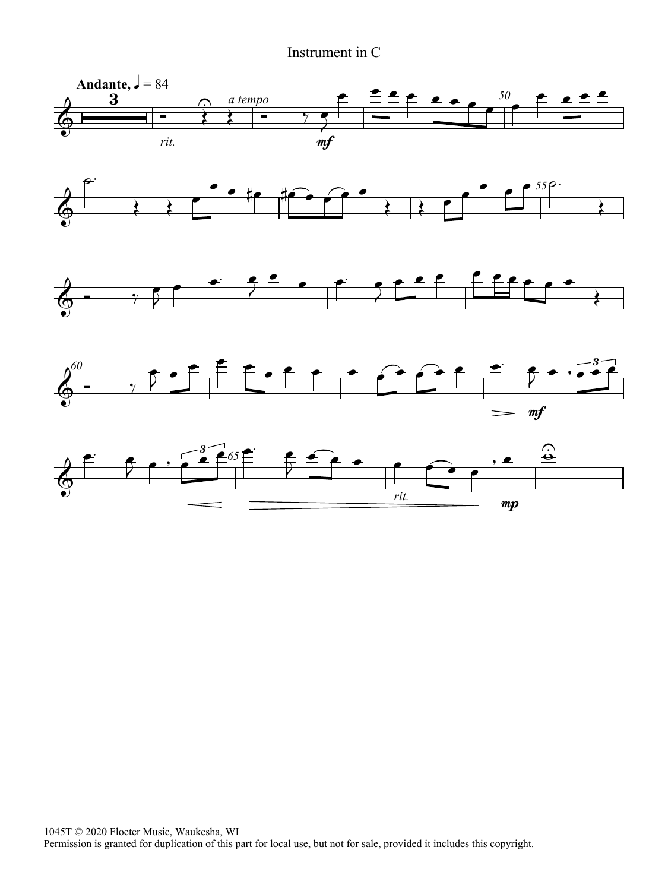Instrument in C

1045T © 2020 Floeter Music, Waukesha, WI
Permission is granted for duplication of this part for local use, but not for sale, provided it includes this copyright.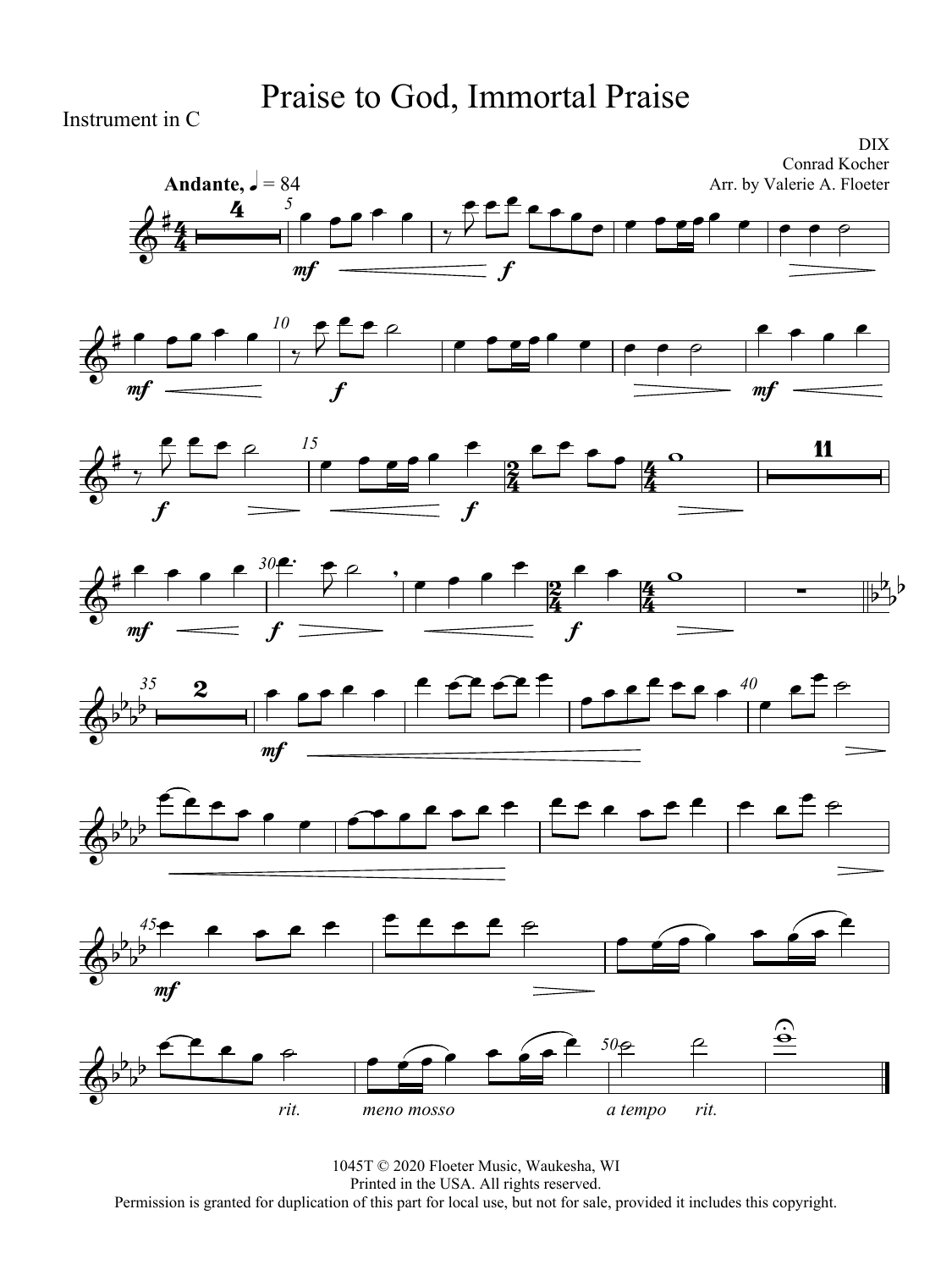Instrument in C

# Praise to God, Immortal Praise

DIX
Conrad Kocher
Arr. by Valerie A. Floeter

**Andante,** ♩ = 84

1045T © 2020 Floeter Music, Waukesha, WI
Printed in the USA. All rights reserved.
Permission is granted for duplication of this part for local use, but not for sale, provided it includes this copyright.